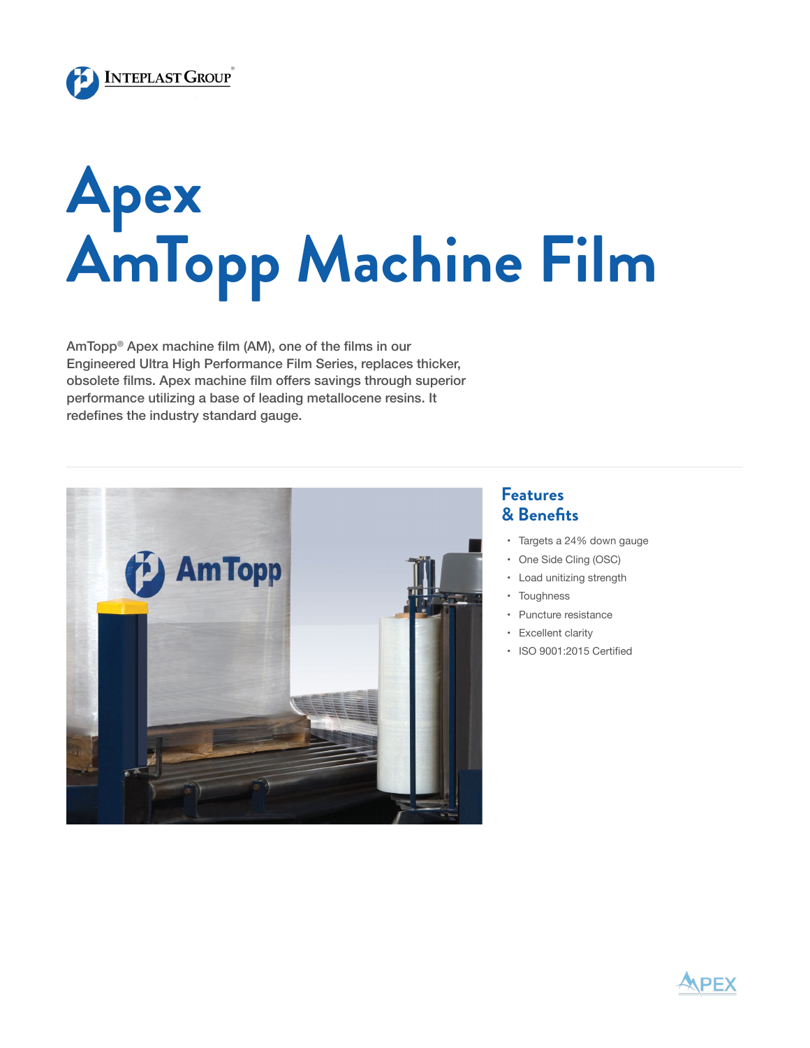# Apex AmTopp Machine Film

AmTopp® Apex machine film (AM), one of the films in our Engineered Ultra High Performance Film Series, replaces thicker, obsolete films. Apex machine film offers savings through superior performance utilizing a base of leading metallocene resins. It redefines the industry standard gauge.

## Features & Benefits

- Targets a 24% down gauge
- One Side Cling (OSC)
- Load unitizing strength
- Toughness
- Puncture resistance
- Excellent clarity
- ISO 9001:2015 Certified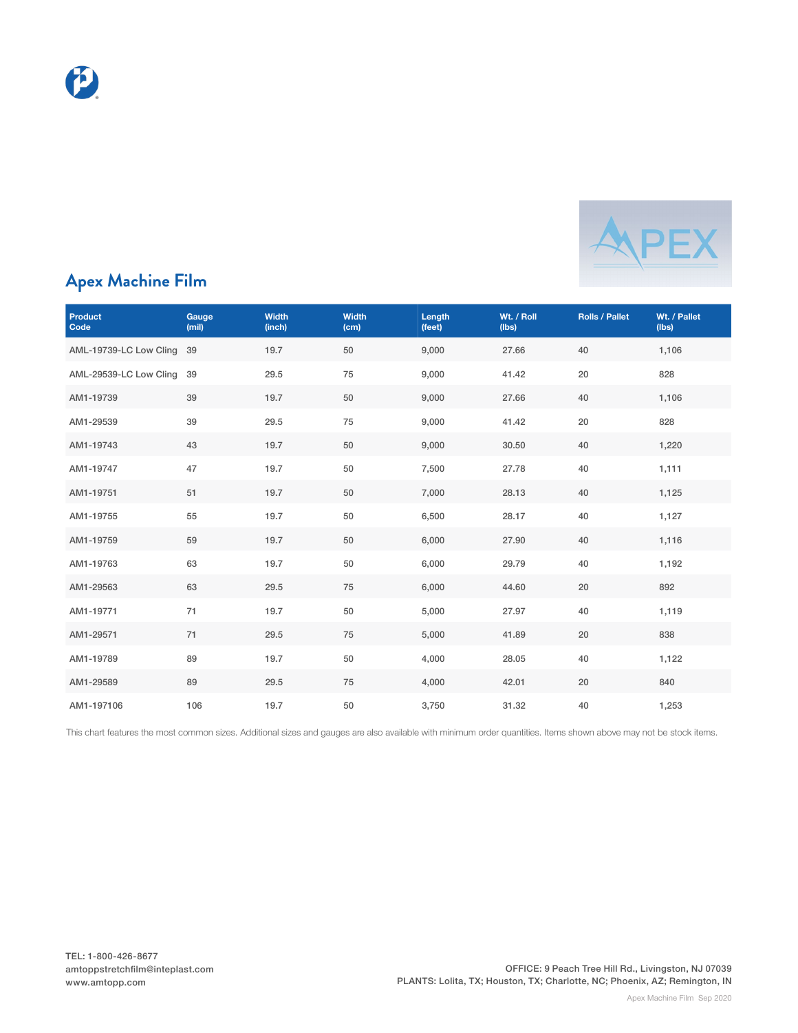## Apex Machine Film

| Product Code | Gauge (mil) | Width (inch) | Width (cm) | Length (feet) | Wt. / Roll (lbs) | Rolls / Pallet | Wt. / Pallet (lbs) |
|---|---|---|---|---|---|---|---|
| AML-19739-LC Low Cling | 39 | 19.7 | 50 | 9,000 | 27.66 | 40 | 1,106 |
| AML-29539-LC Low Cling | 39 | 29.5 | 75 | 9,000 | 41.42 | 20 | 828 |
| AM1-19739 | 39 | 19.7 | 50 | 9,000 | 27.66 | 40 | 1,106 |
| AM1-29539 | 39 | 29.5 | 75 | 9,000 | 41.42 | 20 | 828 |
| AM1-19743 | 43 | 19.7 | 50 | 9,000 | 30.50 | 40 | 1,220 |
| AM1-19747 | 47 | 19.7 | 50 | 7,500 | 27.78 | 40 | 1,111 |
| AM1-19751 | 51 | 19.7 | 50 | 7,000 | 28.13 | 40 | 1,125 |
| AM1-19755 | 55 | 19.7 | 50 | 6,500 | 28.17 | 40 | 1,127 |
| AM1-19759 | 59 | 19.7 | 50 | 6,000 | 27.90 | 40 | 1,116 |
| AM1-19763 | 63 | 19.7 | 50 | 6,000 | 29.79 | 40 | 1,192 |
| AM1-29563 | 63 | 29.5 | 75 | 6,000 | 44.60 | 20 | 892 |
| AM1-19771 | 71 | 19.7 | 50 | 5,000 | 27.97 | 40 | 1,119 |
| AM1-29571 | 71 | 29.5 | 75 | 5,000 | 41.89 | 20 | 838 |
| AM1-19789 | 89 | 19.7 | 50 | 4,000 | 28.05 | 40 | 1,122 |
| AM1-29589 | 89 | 29.5 | 75 | 4,000 | 42.01 | 20 | 840 |
| AM1-197106 | 106 | 19.7 | 50 | 3,750 | 31.32 | 40 | 1,253 |

This chart features the most common sizes. Additional sizes and gauges are also available with minimum order quantities. Items shown above may not be stock items.

TEL: 1-800-426-8677
amtoppstretchfilm@inteplast.com
www.amtopp.com

OFFICE: 9 Peach Tree Hill Rd., Livingston, NJ 07039
PLANTS: Lolita, TX; Houston, TX; Charlotte, NC; Phoenix, AZ; Remington, IN